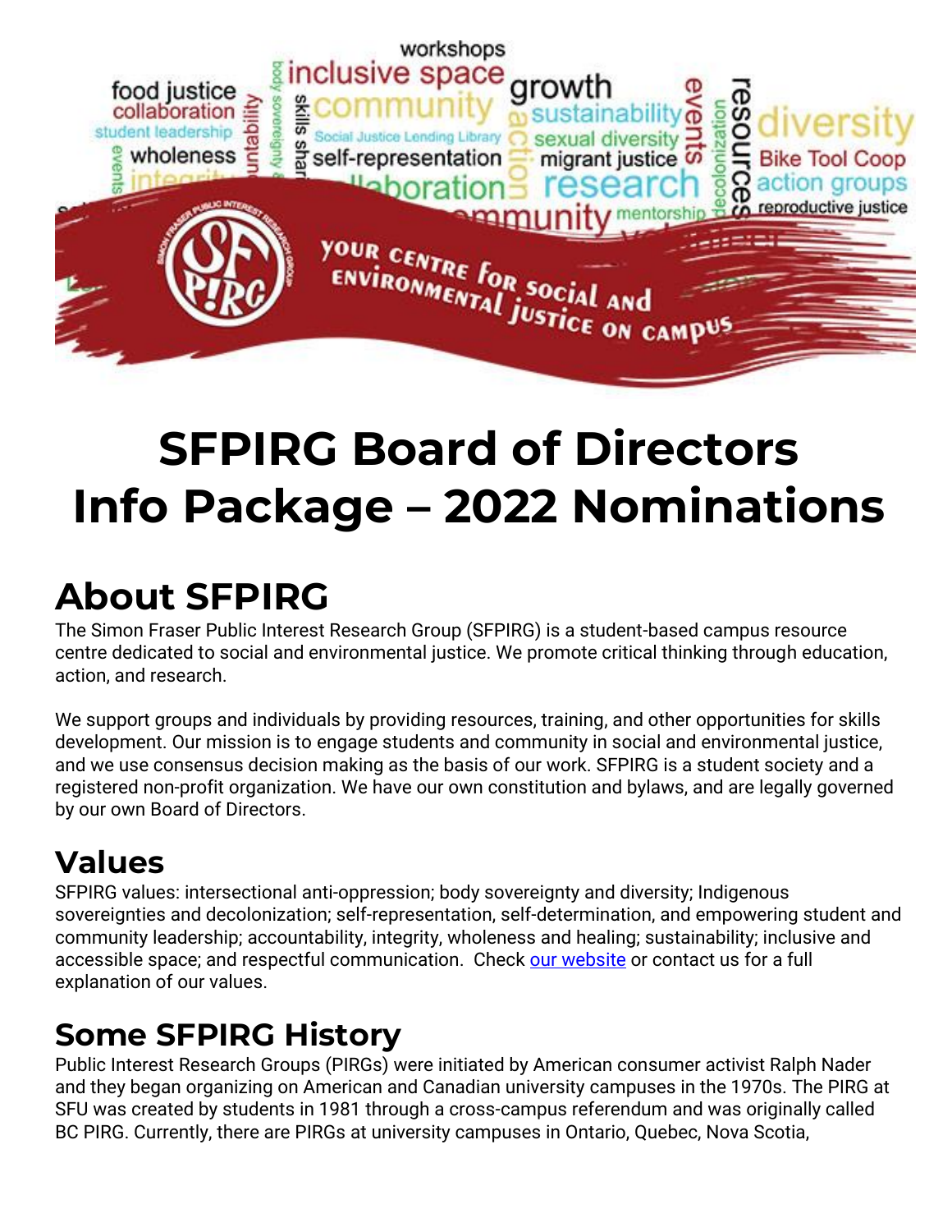# SFPIRG Board of Directors Info Package – 2022 Nominations

## About SFPIRG

The Simon Fraser Public Interest Research Group (SFPIRG) is a student-based campus resource centre dedicated to social and environmental justice. We promote critical thinking through education, action, and research.

We support groups and individuals by providing resources, training, and other opportunities for skills development. Our mission is to engage students and community in social and environmental justice, and we use consensus decision making as the basis of our work. SFPIRG is a student society and a registered non-profit organization. We have our own constitution and bylaws, and are legally governed by our own Board of Directors.

### Values

SFPIRG values: intersectional anti-oppression; body sovereignty and diversity; Indigenous sovereignties and decolonization; self-representation, self-determination, and empowering student and community leadership; accountability, integrity, wholeness and healing; sustainability; inclusive and accessible space; and respectful communication. Check our website or contact us for a full explanation of our values.

### Some SFPIRG History

Public Interest Research Groups (PIRGs) were initiated by American consumer activist Ralph Nader and they began organizing on American and Canadian university campuses in the 1970s. The PIRG at SFU was created by students in 1981 through a cross-campus referendum and was originally called BC PIRG. Currently, there are PIRGs at university campuses in Ontario, Quebec, Nova Scotia,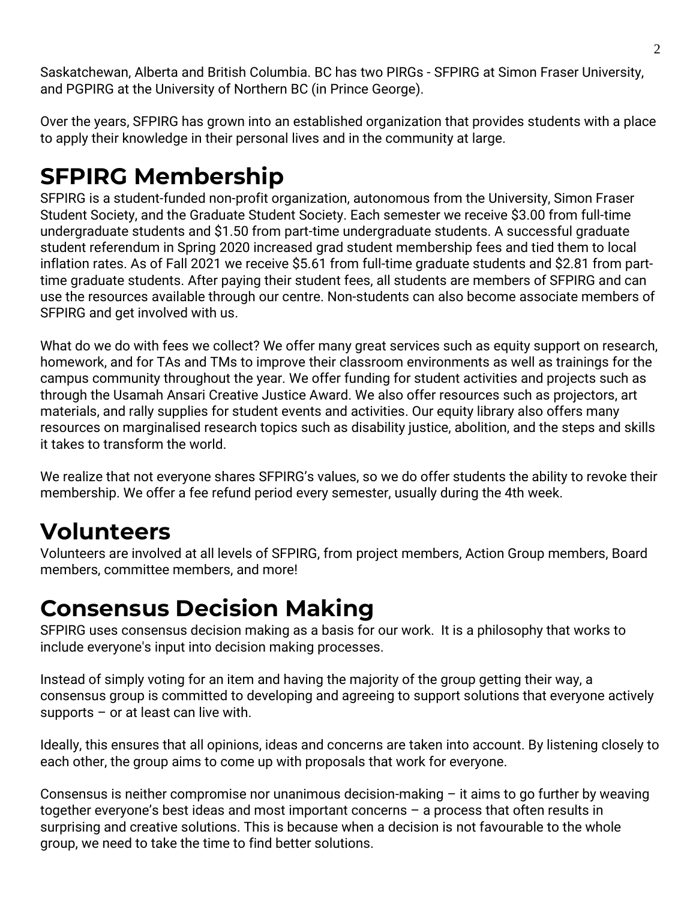Saskatchewan, Alberta and British Columbia. BC has two PIRGs - SFPIRG at Simon Fraser University, and PGPIRG at the University of Northern BC (in Prince George).

Over the years, SFPIRG has grown into an established organization that provides students with a place to apply their knowledge in their personal lives and in the community at large.

# SFPIRG Membership

SFPIRG is a student-funded non-profit organization, autonomous from the University, Simon Fraser Student Society, and the Graduate Student Society. Each semester we receive $3.00 from full-time undergraduate students and $1.50 from part-time undergraduate students. A successful graduate student referendum in Spring 2020 increased grad student membership fees and tied them to local inflation rates. As of Fall 2021 we receive $5.61 from full-time graduate students and $2.81 from part-time graduate students. After paying their student fees, all students are members of SFPIRG and can use the resources available through our centre. Non-students can also become associate members of SFPIRG and get involved with us.

What do we do with fees we collect? We offer many great services such as equity support on research, homework, and for TAs and TMs to improve their classroom environments as well as trainings for the campus community throughout the year. We offer funding for student activities and projects such as through the Usamah Ansari Creative Justice Award. We also offer resources such as projectors, art materials, and rally supplies for student events and activities. Our equity library also offers many resources on marginalised research topics such as disability justice, abolition, and the steps and skills it takes to transform the world.

We realize that not everyone shares SFPIRG's values, so we do offer students the ability to revoke their membership. We offer a fee refund period every semester, usually during the 4th week.

# Volunteers

Volunteers are involved at all levels of SFPIRG, from project members, Action Group members, Board members, committee members, and more!

# Consensus Decision Making

SFPIRG uses consensus decision making as a basis for our work. It is a philosophy that works to include everyone's input into decision making processes.

Instead of simply voting for an item and having the majority of the group getting their way, a consensus group is committed to developing and agreeing to support solutions that everyone actively supports – or at least can live with.

Ideally, this ensures that all opinions, ideas and concerns are taken into account. By listening closely to each other, the group aims to come up with proposals that work for everyone.

Consensus is neither compromise nor unanimous decision-making – it aims to go further by weaving together everyone's best ideas and most important concerns – a process that often results in surprising and creative solutions. This is because when a decision is not favourable to the whole group, we need to take the time to find better solutions.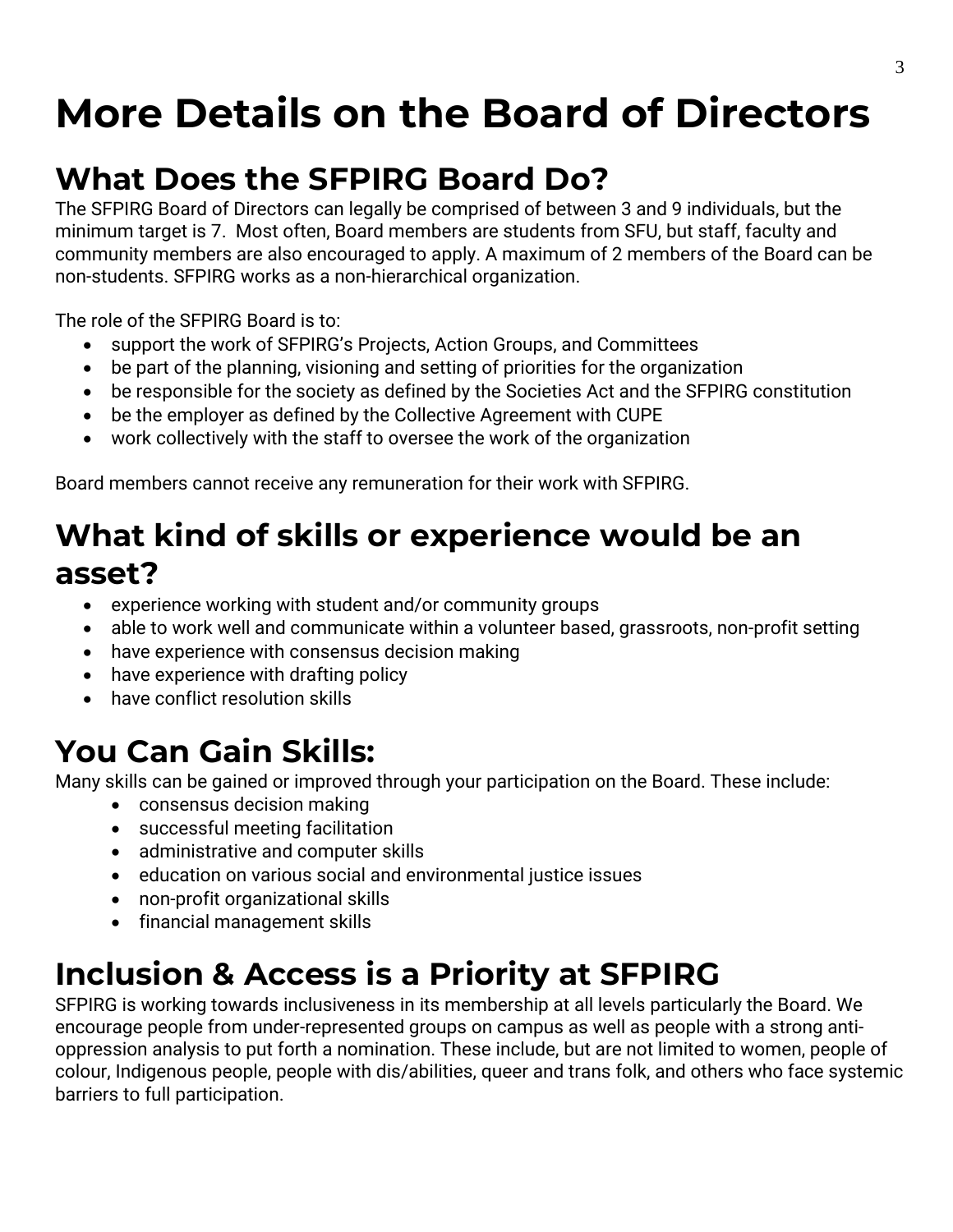# More Details on the Board of Directors

## What Does the SFPIRG Board Do?

The SFPIRG Board of Directors can legally be comprised of between 3 and 9 individuals, but the minimum target is 7. Most often, Board members are students from SFU, but staff, faculty and community members are also encouraged to apply. A maximum of 2 members of the Board can be non-students. SFPIRG works as a non-hierarchical organization.

The role of the SFPIRG Board is to:

- support the work of SFPIRG's Projects, Action Groups, and Committees
- be part of the planning, visioning and setting of priorities for the organization
- be responsible for the society as defined by the Societies Act and the SFPIRG constitution
- be the employer as defined by the Collective Agreement with CUPE
- work collectively with the staff to oversee the work of the organization

Board members cannot receive any remuneration for their work with SFPIRG.

## What kind of skills or experience would be an asset?

- experience working with student and/or community groups
- able to work well and communicate within a volunteer based, grassroots, non-profit setting
- have experience with consensus decision making
- have experience with drafting policy
- have conflict resolution skills

## You Can Gain Skills:

Many skills can be gained or improved through your participation on the Board. These include:

- consensus decision making
- successful meeting facilitation
- administrative and computer skills
- education on various social and environmental justice issues
- non-profit organizational skills
- financial management skills

## Inclusion & Access is a Priority at SFPIRG

SFPIRG is working towards inclusiveness in its membership at all levels particularly the Board. We encourage people from under-represented groups on campus as well as people with a strong anti-oppression analysis to put forth a nomination. These include, but are not limited to women, people of colour, Indigenous people, people with dis/abilities, queer and trans folk, and others who face systemic barriers to full participation.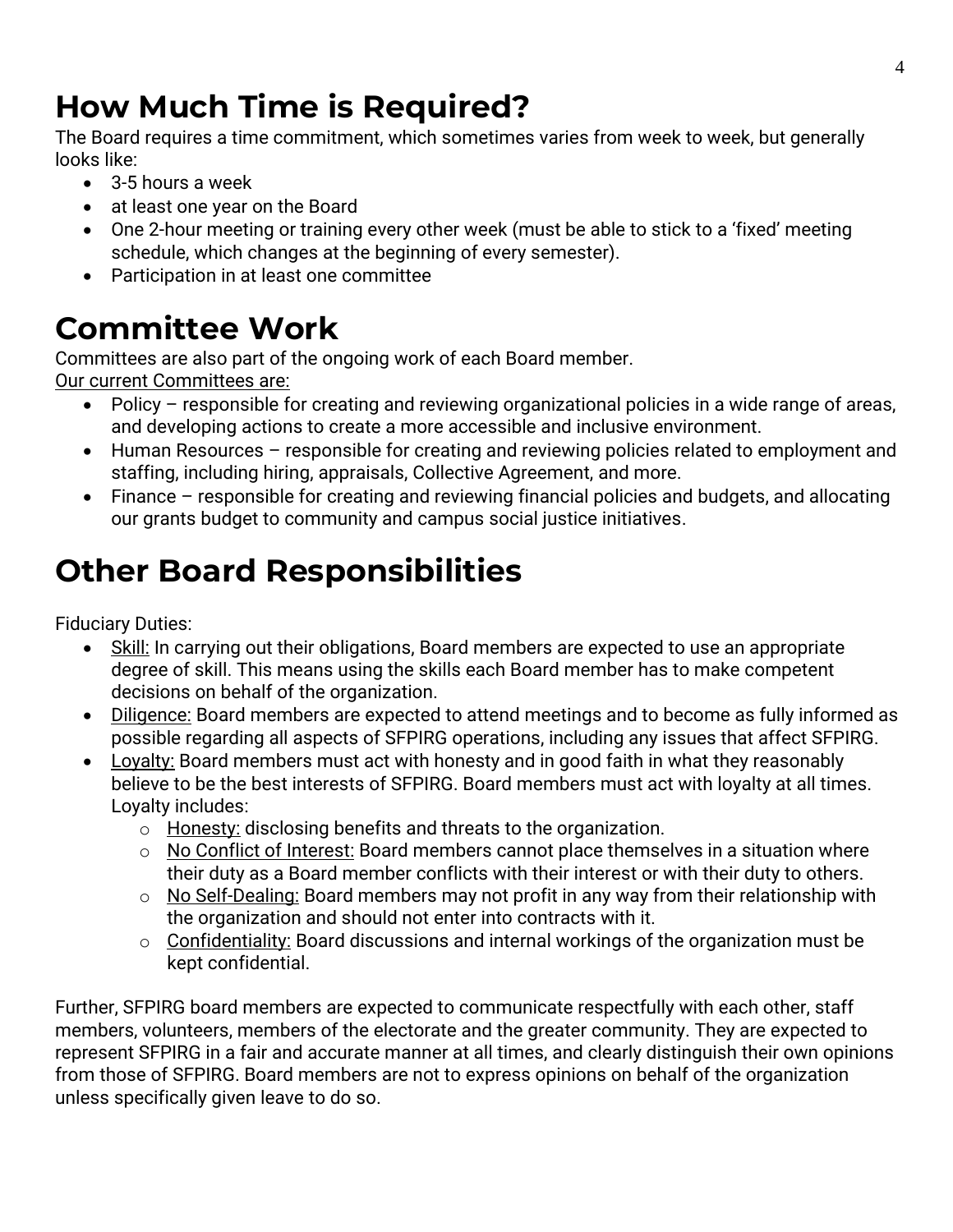# How Much Time is Required?

The Board requires a time commitment, which sometimes varies from week to week, but generally looks like:

- 3-5 hours a week
- at least one year on the Board
- One 2-hour meeting or training every other week (must be able to stick to a 'fixed' meeting schedule, which changes at the beginning of every semester).
- Participation in at least one committee

# Committee Work

Committees are also part of the ongoing work of each Board member.
<u>Our current Committees are:</u>

- Policy – responsible for creating and reviewing organizational policies in a wide range of areas, and developing actions to create a more accessible and inclusive environment.
- Human Resources – responsible for creating and reviewing policies related to employment and staffing, including hiring, appraisals, Collective Agreement, and more.
- Finance – responsible for creating and reviewing financial policies and budgets, and allocating our grants budget to community and campus social justice initiatives.

# Other Board Responsibilities

Fiduciary Duties:

- <u>Skill:</u> In carrying out their obligations, Board members are expected to use an appropriate degree of skill. This means using the skills each Board member has to make competent decisions on behalf of the organization.
- <u>Diligence:</u> Board members are expected to attend meetings and to become as fully informed as possible regarding all aspects of SFPIRG operations, including any issues that affect SFPIRG.
- <u>Loyalty:</u> Board members must act with honesty and in good faith in what they reasonably believe to be the best interests of SFPIRG. Board members must act with loyalty at all times. Loyalty includes:
  - <u>Honesty:</u> disclosing benefits and threats to the organization.
  - <u>No Conflict of Interest:</u> Board members cannot place themselves in a situation where their duty as a Board member conflicts with their interest or with their duty to others.
  - <u>No Self-Dealing:</u> Board members may not profit in any way from their relationship with the organization and should not enter into contracts with it.
  - <u>Confidentiality:</u> Board discussions and internal workings of the organization must be kept confidential.

Further, SFPIRG board members are expected to communicate respectfully with each other, staff members, volunteers, members of the electorate and the greater community. They are expected to represent SFPIRG in a fair and accurate manner at all times, and clearly distinguish their own opinions from those of SFPIRG. Board members are not to express opinions on behalf of the organization unless specifically given leave to do so.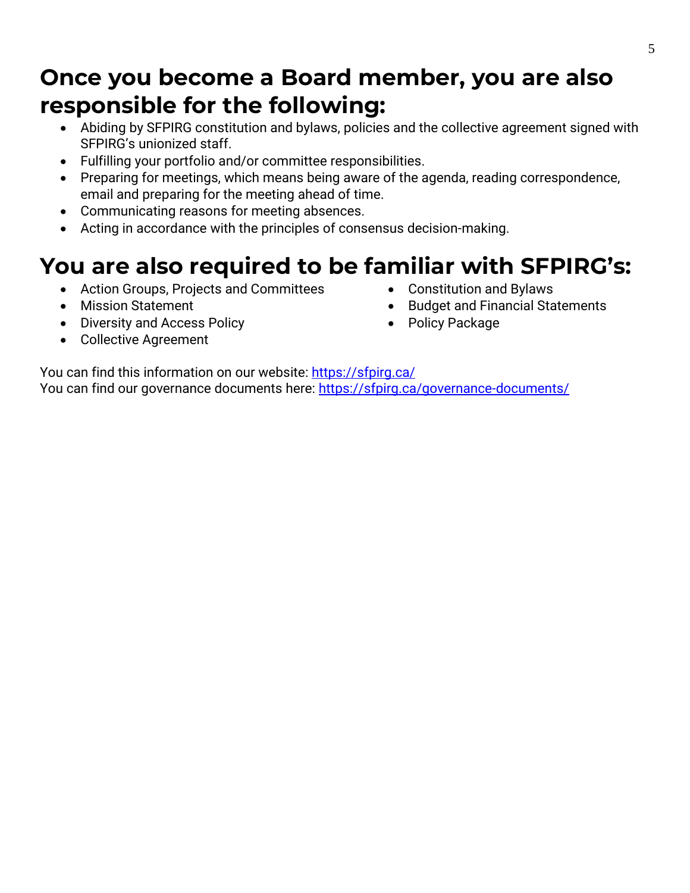# Once you become a Board member, you are also responsible for the following:

- Abiding by SFPIRG constitution and bylaws, policies and the collective agreement signed with SFPIRG's unionized staff.
- Fulfilling your portfolio and/or committee responsibilities.
- Preparing for meetings, which means being aware of the agenda, reading correspondence, email and preparing for the meeting ahead of time.
- Communicating reasons for meeting absences.
- Acting in accordance with the principles of consensus decision-making.

# You are also required to be familiar with SFPIRG's:

- Action Groups, Projects and Committees
- Mission Statement
- Diversity and Access Policy
- Collective Agreement
- Constitution and Bylaws
- Budget and Financial Statements
- Policy Package

You can find this information on our website: [https://sfpirg.ca/](https://sfpirg.ca/)
You can find our governance documents here: [https://sfpirg.ca/governance-documents/](https://sfpirg.ca/governance-documents/)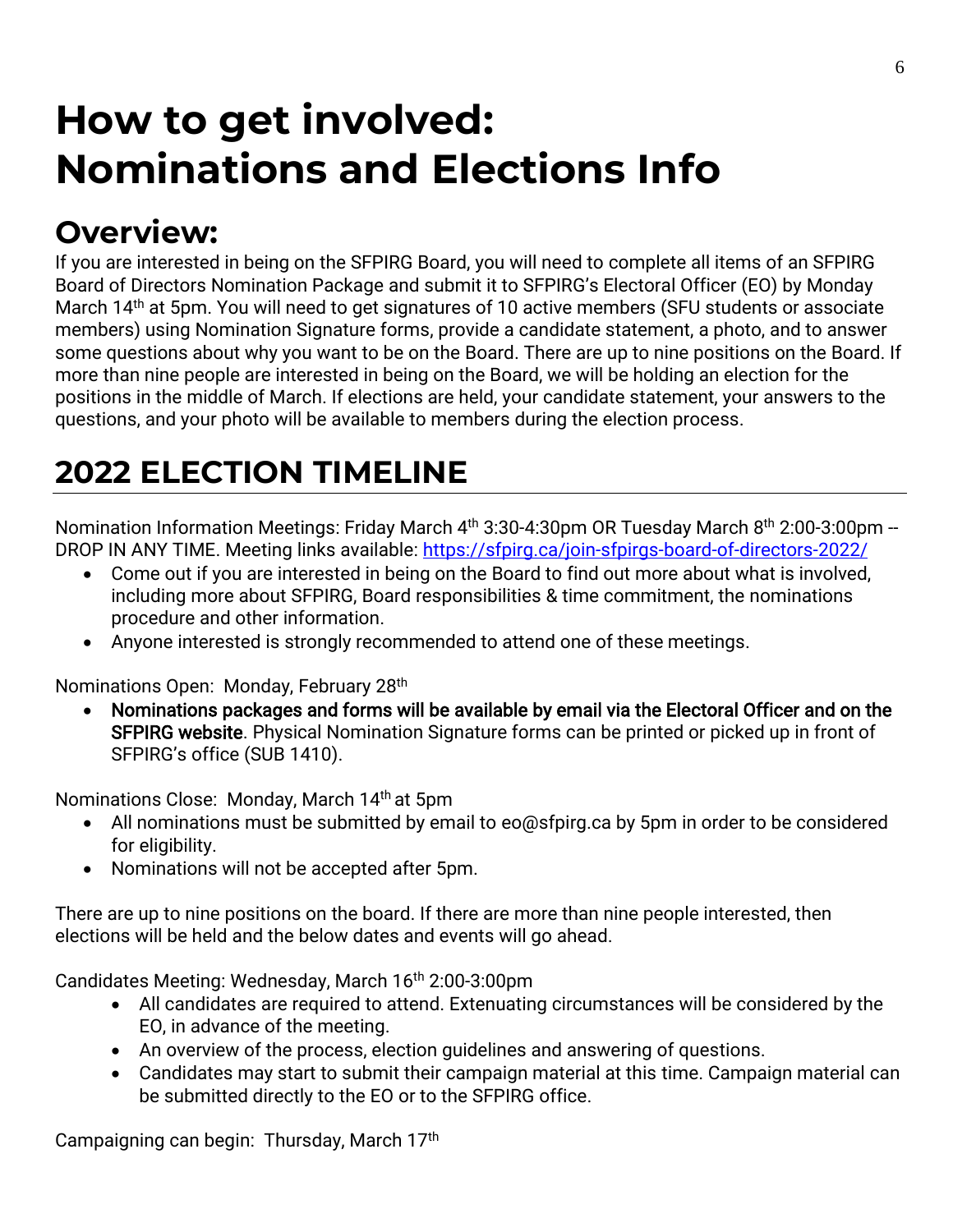# How to get involved: Nominations and Elections Info

## Overview:

If you are interested in being on the SFPIRG Board, you will need to complete all items of an SFPIRG Board of Directors Nomination Package and submit it to SFPIRG's Electoral Officer (EO) by Monday March 14th at 5pm. You will need to get signatures of 10 active members (SFU students or associate members) using Nomination Signature forms, provide a candidate statement, a photo, and to answer some questions about why you want to be on the Board. There are up to nine positions on the Board. If more than nine people are interested in being on the Board, we will be holding an election for the positions in the middle of March. If elections are held, your candidate statement, your answers to the questions, and your photo will be available to members during the election process.

## 2022 ELECTION TIMELINE

Nomination Information Meetings: Friday March 4th 3:30-4:30pm OR Tuesday March 8th 2:00-3:00pm -- DROP IN ANY TIME. Meeting links available: https://sfpirg.ca/join-sfpirgs-board-of-directors-2022/

- Come out if you are interested in being on the Board to find out more about what is involved, including more about SFPIRG, Board responsibilities & time commitment, the nominations procedure and other information.
- Anyone interested is strongly recommended to attend one of these meetings.

Nominations Open: Monday, February 28th

- **Nominations packages and forms will be available by email via the Electoral Officer and on the SFPIRG website**. Physical Nomination Signature forms can be printed or picked up in front of SFPIRG's office (SUB 1410).

Nominations Close: Monday, March 14th at 5pm

- All nominations must be submitted by email to eo@sfpirg.ca by 5pm in order to be considered for eligibility.
- Nominations will not be accepted after 5pm.

There are up to nine positions on the board. If there are more than nine people interested, then elections will be held and the below dates and events will go ahead.

Candidates Meeting: Wednesday, March 16th 2:00-3:00pm

- All candidates are required to attend. Extenuating circumstances will be considered by the EO, in advance of the meeting.
- An overview of the process, election guidelines and answering of questions.
- Candidates may start to submit their campaign material at this time. Campaign material can be submitted directly to the EO or to the SFPIRG office.

Campaigning can begin: Thursday, March 17th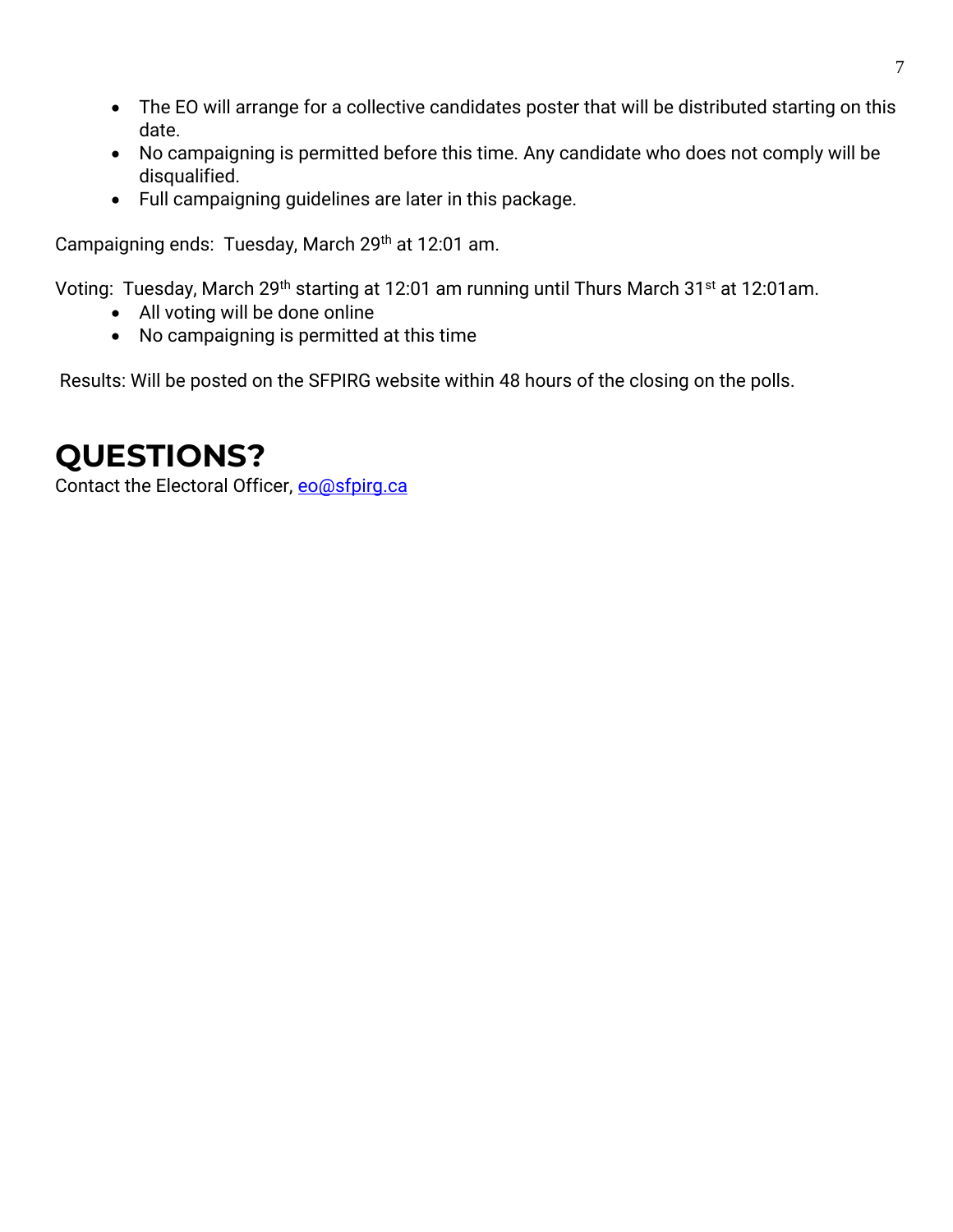- The EO will arrange for a collective candidates poster that will be distributed starting on this date.
- No campaigning is permitted before this time. Any candidate who does not comply will be disqualified.
- Full campaigning guidelines are later in this package.

Campaigning ends: Tuesday, March 29th at 12:01 am.

Voting: Tuesday, March 29th starting at 12:01 am running until Thurs March 31st at 12:01am.

- All voting will be done online
- No campaigning is permitted at this time

Results: Will be posted on the SFPIRG website within 48 hours of the closing on the polls.

# QUESTIONS?

Contact the Electoral Officer, eo@sfpirg.ca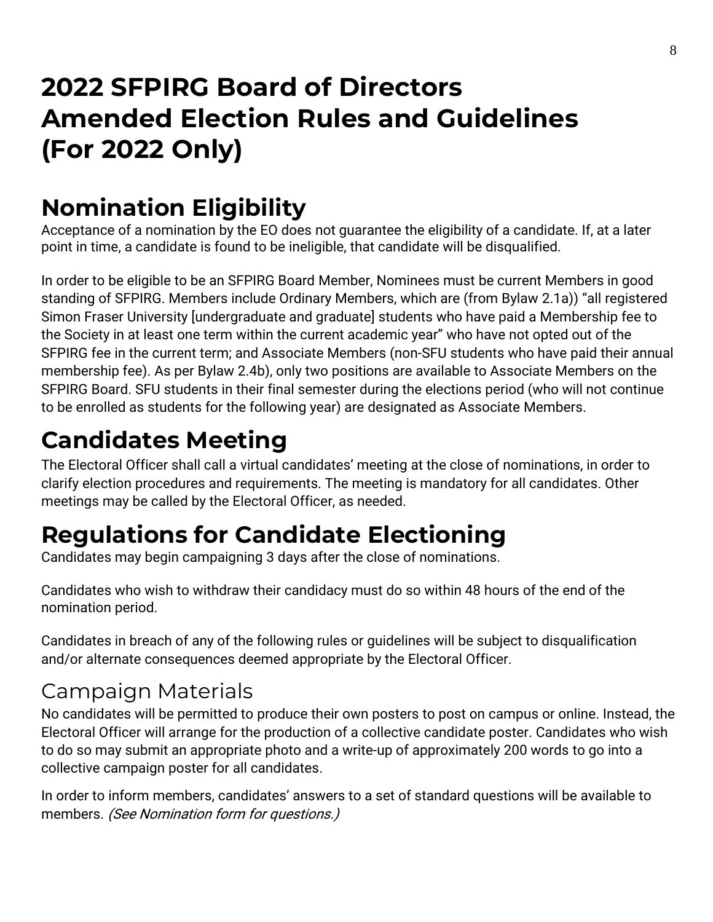# 2022 SFPIRG Board of Directors Amended Election Rules and Guidelines (For 2022 Only)

## Nomination Eligibility

Acceptance of a nomination by the EO does not guarantee the eligibility of a candidate. If, at a later point in time, a candidate is found to be ineligible, that candidate will be disqualified.

In order to be eligible to be an SFPIRG Board Member, Nominees must be current Members in good standing of SFPIRG. Members include Ordinary Members, which are (from Bylaw 2.1a)) "all registered Simon Fraser University [undergraduate and graduate] students who have paid a Membership fee to the Society in at least one term within the current academic year" who have not opted out of the SFPIRG fee in the current term; and Associate Members (non-SFU students who have paid their annual membership fee). As per Bylaw 2.4b), only two positions are available to Associate Members on the SFPIRG Board. SFU students in their final semester during the elections period (who will not continue to be enrolled as students for the following year) are designated as Associate Members.

## Candidates Meeting

The Electoral Officer shall call a virtual candidates' meeting at the close of nominations, in order to clarify election procedures and requirements. The meeting is mandatory for all candidates. Other meetings may be called by the Electoral Officer, as needed.

## Regulations for Candidate Electioning

Candidates may begin campaigning 3 days after the close of nominations.

Candidates who wish to withdraw their candidacy must do so within 48 hours of the end of the nomination period.

Candidates in breach of any of the following rules or guidelines will be subject to disqualification and/or alternate consequences deemed appropriate by the Electoral Officer.

### Campaign Materials

No candidates will be permitted to produce their own posters to post on campus or online. Instead, the Electoral Officer will arrange for the production of a collective candidate poster. Candidates who wish to do so may submit an appropriate photo and a write-up of approximately 200 words to go into a collective campaign poster for all candidates.

In order to inform members, candidates' answers to a set of standard questions will be available to members. *(See Nomination form for questions.)*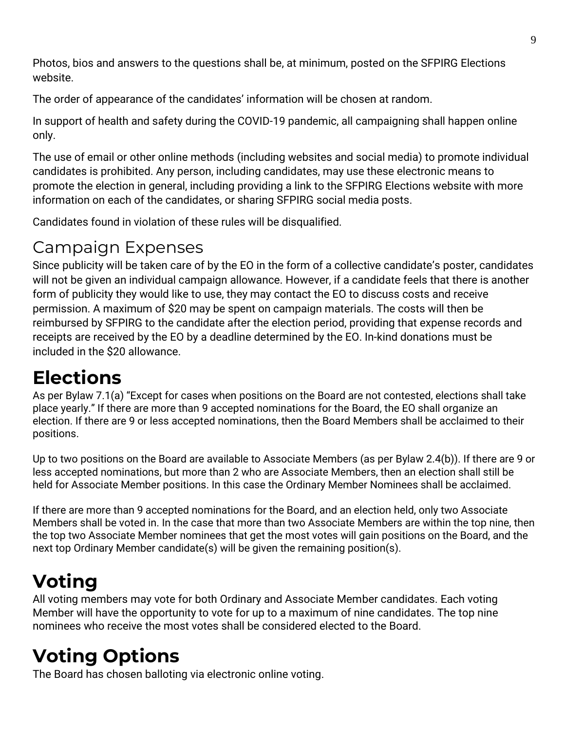Photos, bios and answers to the questions shall be, at minimum, posted on the SFPIRG Elections website.

The order of appearance of the candidates' information will be chosen at random.

In support of health and safety during the COVID-19 pandemic, all campaigning shall happen online only.

The use of email or other online methods (including websites and social media) to promote individual candidates is prohibited. Any person, including candidates, may use these electronic means to promote the election in general, including providing a link to the SFPIRG Elections website with more information on each of the candidates, or sharing SFPIRG social media posts.

Candidates found in violation of these rules will be disqualified.

## Campaign Expenses

Since publicity will be taken care of by the EO in the form of a collective candidate's poster, candidates will not be given an individual campaign allowance. However, if a candidate feels that there is another form of publicity they would like to use, they may contact the EO to discuss costs and receive permission. A maximum of $20 may be spent on campaign materials. The costs will then be reimbursed by SFPIRG to the candidate after the election period, providing that expense records and receipts are received by the EO by a deadline determined by the EO. In-kind donations must be included in the $20 allowance.

# Elections

As per Bylaw 7.1(a) "Except for cases when positions on the Board are not contested, elections shall take place yearly." If there are more than 9 accepted nominations for the Board, the EO shall organize an election. If there are 9 or less accepted nominations, then the Board Members shall be acclaimed to their positions.

Up to two positions on the Board are available to Associate Members (as per Bylaw 2.4(b)). If there are 9 or less accepted nominations, but more than 2 who are Associate Members, then an election shall still be held for Associate Member positions. In this case the Ordinary Member Nominees shall be acclaimed.

If there are more than 9 accepted nominations for the Board, and an election held, only two Associate Members shall be voted in. In the case that more than two Associate Members are within the top nine, then the top two Associate Member nominees that get the most votes will gain positions on the Board, and the next top Ordinary Member candidate(s) will be given the remaining position(s).

# Voting

All voting members may vote for both Ordinary and Associate Member candidates. Each voting Member will have the opportunity to vote for up to a maximum of nine candidates. The top nine nominees who receive the most votes shall be considered elected to the Board.

# Voting Options

The Board has chosen balloting via electronic online voting.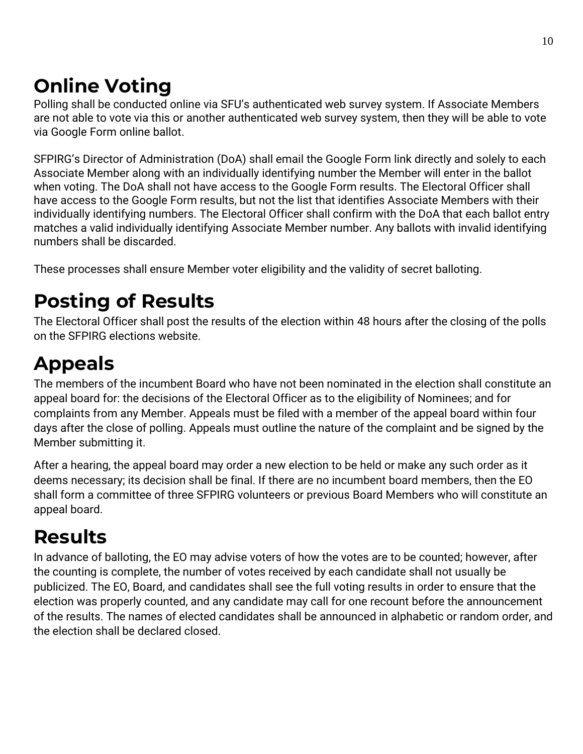# Online Voting

Polling shall be conducted online via SFU's authenticated web survey system. If Associate Members are not able to vote via this or another authenticated web survey system, then they will be able to vote via Google Form online ballot.

SFPIRG's Director of Administration (DoA) shall email the Google Form link directly and solely to each Associate Member along with an individually identifying number the Member will enter in the ballot when voting. The DoA shall not have access to the Google Form results. The Electoral Officer shall have access to the Google Form results, but not the list that identifies Associate Members with their individually identifying numbers. The Electoral Officer shall confirm with the DoA that each ballot entry matches a valid individually identifying Associate Member number. Any ballots with invalid identifying numbers shall be discarded.

These processes shall ensure Member voter eligibility and the validity of secret balloting.

# Posting of Results

The Electoral Officer shall post the results of the election within 48 hours after the closing of the polls on the SFPIRG elections website.

# Appeals

The members of the incumbent Board who have not been nominated in the election shall constitute an appeal board for: the decisions of the Electoral Officer as to the eligibility of Nominees; and for complaints from any Member. Appeals must be filed with a member of the appeal board within four days after the close of polling. Appeals must outline the nature of the complaint and be signed by the Member submitting it.

After a hearing, the appeal board may order a new election to be held or make any such order as it deems necessary; its decision shall be final. If there are no incumbent board members, then the EO shall form a committee of three SFPIRG volunteers or previous Board Members who will constitute an appeal board.

# Results

In advance of balloting, the EO may advise voters of how the votes are to be counted; however, after the counting is complete, the number of votes received by each candidate shall not usually be publicized. The EO, Board, and candidates shall see the full voting results in order to ensure that the election was properly counted, and any candidate may call for one recount before the announcement of the results. The names of elected candidates shall be announced in alphabetic or random order, and the election shall be declared closed.